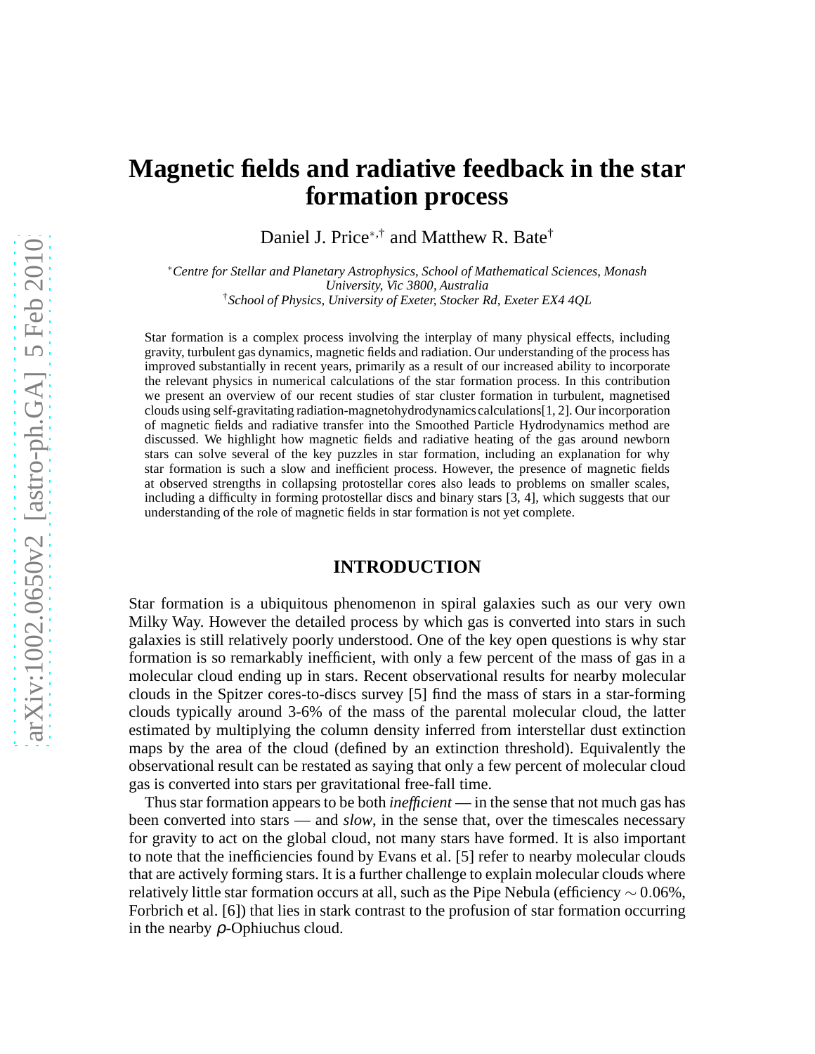# Magnetic fields and radiative feedback in the star formation process

Daniel J. Price[*,†] and Matthew R. Bate[†]

[*]*Centre for Stellar and Planetary Astrophysics, School of Mathematical Sciences, Monash University, Vic 3800, Australia*
[†]*School of Physics, University of Exeter, Stocker Rd, Exeter EX4 4QL*

Star formation is a complex process involving the interplay of many physical effects, including gravity, turbulent gas dynamics, magnetic fields and radiation. Our understanding of the process has improved substantially in recent years, primarily as a result of our increased ability to incorporate the relevant physics in numerical calculations of the star formation process. In this contribution we present an overview of our recent studies of star cluster formation in turbulent, magnetised clouds using self-gravitating radiation-magnetohydrodynamics calculations[1, 2]. Our incorporation of magnetic fields and radiative transfer into the Smoothed Particle Hydrodynamics method are discussed. We highlight how magnetic fields and radiative heating of the gas around newborn stars can solve several of the key puzzles in star formation, including an explanation for why star formation is such a slow and inefficient process. However, the presence of magnetic fields at observed strengths in collapsing protostellar cores also leads to problems on smaller scales, including a difficulty in forming protostellar discs and binary stars [3, 4], which suggests that our understanding of the role of magnetic fields in star formation is not yet complete.

## INTRODUCTION

Star formation is a ubiquitous phenomenon in spiral galaxies such as our very own Milky Way. However the detailed process by which gas is converted into stars in such galaxies is still relatively poorly understood. One of the key open questions is why star formation is so remarkably inefficient, with only a few percent of the mass of gas in a molecular cloud ending up in stars. Recent observational results for nearby molecular clouds in the Spitzer cores-to-discs survey [5] find the mass of stars in a star-forming clouds typically around 3-6% of the mass of the parental molecular cloud, the latter estimated by multiplying the column density inferred from interstellar dust extinction maps by the area of the cloud (defined by an extinction threshold). Equivalently the observational result can be restated as saying that only a few percent of molecular cloud gas is converted into stars per gravitational free-fall time.

Thus star formation appears to be both *inefficient* — in the sense that not much gas has been converted into stars — and *slow*, in the sense that, over the timescales necessary for gravity to act on the global cloud, not many stars have formed. It is also important to note that the inefficiencies found by Evans et al. [5] refer to nearby molecular clouds that are actively forming stars. It is a further challenge to explain molecular clouds where relatively little star formation occurs at all, such as the Pipe Nebula (efficiency $\sim 0.06\%$, Forbrich et al. [6]) that lies in stark contrast to the profusion of star formation occurring in the nearby $\rho$-Ophiuchus cloud.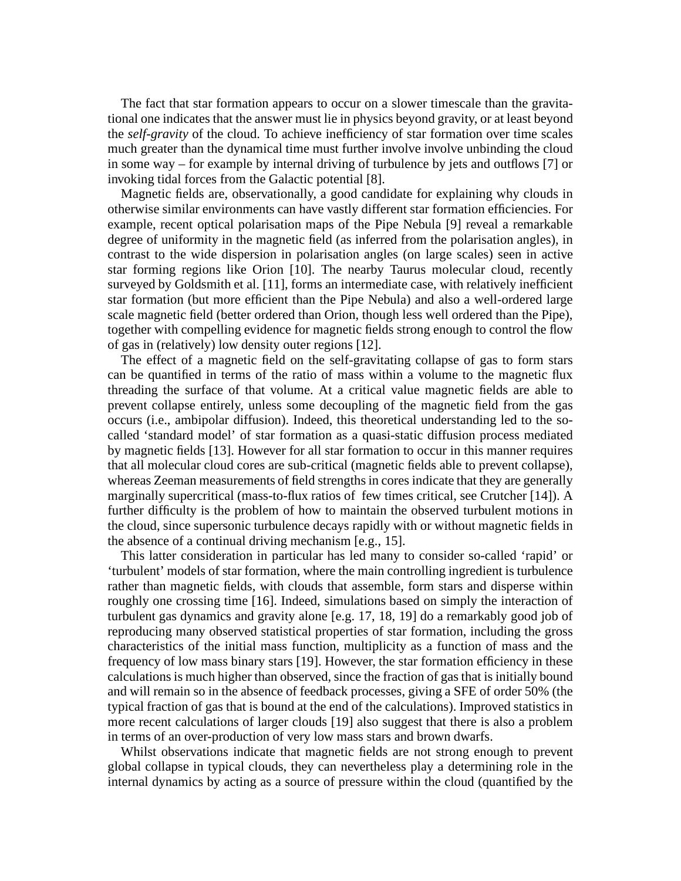The fact that star formation appears to occur on a slower timescale than the gravitational one indicates that the answer must lie in physics beyond gravity, or at least beyond the *self-gravity* of the cloud. To achieve inefficiency of star formation over time scales much greater than the dynamical time must further involve involve unbinding the cloud in some way – for example by internal driving of turbulence by jets and outflows [7] or invoking tidal forces from the Galactic potential [8].

Magnetic fields are, observationally, a good candidate for explaining why clouds in otherwise similar environments can have vastly different star formation efficiencies. For example, recent optical polarisation maps of the Pipe Nebula [9] reveal a remarkable degree of uniformity in the magnetic field (as inferred from the polarisation angles), in contrast to the wide dispersion in polarisation angles (on large scales) seen in active star forming regions like Orion [10]. The nearby Taurus molecular cloud, recently surveyed by Goldsmith et al. [11], forms an intermediate case, with relatively inefficient star formation (but more efficient than the Pipe Nebula) and also a well-ordered large scale magnetic field (better ordered than Orion, though less well ordered than the Pipe), together with compelling evidence for magnetic fields strong enough to control the flow of gas in (relatively) low density outer regions [12].

The effect of a magnetic field on the self-gravitating collapse of gas to form stars can be quantified in terms of the ratio of mass within a volume to the magnetic flux threading the surface of that volume. At a critical value magnetic fields are able to prevent collapse entirely, unless some decoupling of the magnetic field from the gas occurs (i.e., ambipolar diffusion). Indeed, this theoretical understanding led to the so-called 'standard model' of star formation as a quasi-static diffusion process mediated by magnetic fields [13]. However for all star formation to occur in this manner requires that all molecular cloud cores are sub-critical (magnetic fields able to prevent collapse), whereas Zeeman measurements of field strengths in cores indicate that they are generally marginally supercritical (mass-to-flux ratios of few times critical, see Crutcher [14]). A further difficulty is the problem of how to maintain the observed turbulent motions in the cloud, since supersonic turbulence decays rapidly with or without magnetic fields in the absence of a continual driving mechanism [e.g., 15].

This latter consideration in particular has led many to consider so-called 'rapid' or 'turbulent' models of star formation, where the main controlling ingredient is turbulence rather than magnetic fields, with clouds that assemble, form stars and disperse within roughly one crossing time [16]. Indeed, simulations based on simply the interaction of turbulent gas dynamics and gravity alone [e.g. 17, 18, 19] do a remarkably good job of reproducing many observed statistical properties of star formation, including the gross characteristics of the initial mass function, multiplicity as a function of mass and the frequency of low mass binary stars [19]. However, the star formation efficiency in these calculations is much higher than observed, since the fraction of gas that is initially bound and will remain so in the absence of feedback processes, giving a SFE of order 50% (the typical fraction of gas that is bound at the end of the calculations). Improved statistics in more recent calculations of larger clouds [19] also suggest that there is also a problem in terms of an over-production of very low mass stars and brown dwarfs.

Whilst observations indicate that magnetic fields are not strong enough to prevent global collapse in typical clouds, they can nevertheless play a determining role in the internal dynamics by acting as a source of pressure within the cloud (quantified by the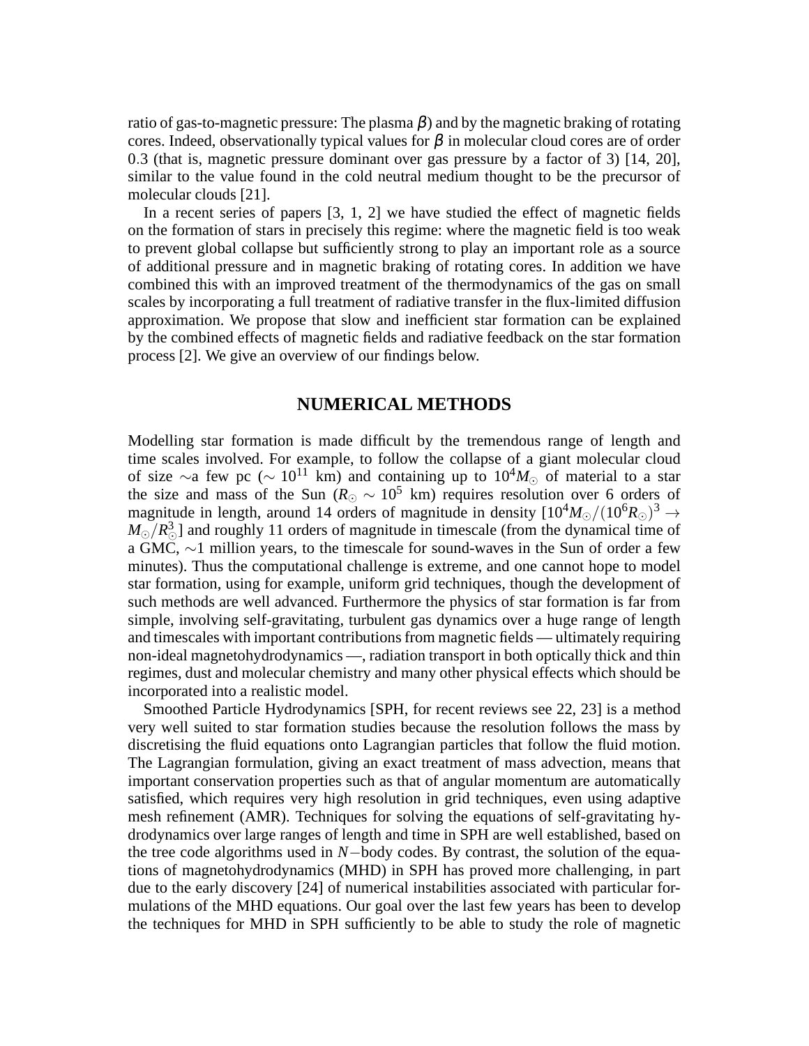ratio of gas-to-magnetic pressure: The plasma $\beta$) and by the magnetic braking of rotating cores. Indeed, observationally typical values for $\beta$ in molecular cloud cores are of order 0.3 (that is, magnetic pressure dominant over gas pressure by a factor of 3) [14, 20], similar to the value found in the cold neutral medium thought to be the precursor of molecular clouds [21].

In a recent series of papers [3, 1, 2] we have studied the effect of magnetic fields on the formation of stars in precisely this regime: where the magnetic field is too weak to prevent global collapse but sufficiently strong to play an important role as a source of additional pressure and in magnetic braking of rotating cores. In addition we have combined this with an improved treatment of the thermodynamics of the gas on small scales by incorporating a full treatment of radiative transfer in the flux-limited diffusion approximation. We propose that slow and inefficient star formation can be explained by the combined effects of magnetic fields and radiative feedback on the star formation process [2]. We give an overview of our findings below.

## NUMERICAL METHODS

Modelling star formation is made difficult by the tremendous range of length and time scales involved. For example, to follow the collapse of a giant molecular cloud of size $\sim$a few pc ($\sim 10^{11}$ km) and containing up to $10^4 M_\odot$ of material to a star the size and mass of the Sun ($R_\odot \sim 10^5$ km) requires resolution over 6 orders of magnitude in length, around 14 orders of magnitude in density $[10^4 M_\odot/(10^6 R_\odot)^3 \rightarrow M_\odot/R_\odot^3]$ and roughly 11 orders of magnitude in timescale (from the dynamical time of a GMC, $\sim$1 million years, to the timescale for sound-waves in the Sun of order a few minutes). Thus the computational challenge is extreme, and one cannot hope to model star formation, using for example, uniform grid techniques, though the development of such methods are well advanced. Furthermore the physics of star formation is far from simple, involving self-gravitating, turbulent gas dynamics over a huge range of length and timescales with important contributions from magnetic fields — ultimately requiring non-ideal magnetohydrodynamics —, radiation transport in both optically thick and thin regimes, dust and molecular chemistry and many other physical effects which should be incorporated into a realistic model.

Smoothed Particle Hydrodynamics [SPH, for recent reviews see 22, 23] is a method very well suited to star formation studies because the resolution follows the mass by discretising the fluid equations onto Lagrangian particles that follow the fluid motion. The Lagrangian formulation, giving an exact treatment of mass advection, means that important conservation properties such as that of angular momentum are automatically satisfied, which requires very high resolution in grid techniques, even using adaptive mesh refinement (AMR). Techniques for solving the equations of self-gravitating hydrodynamics over large ranges of length and time in SPH are well established, based on the tree code algorithms used in $N-$body codes. By contrast, the solution of the equations of magnetohydrodynamics (MHD) in SPH has proved more challenging, in part due to the early discovery [24] of numerical instabilities associated with particular formulations of the MHD equations. Our goal over the last few years has been to develop the techniques for MHD in SPH sufficiently to be able to study the role of magnetic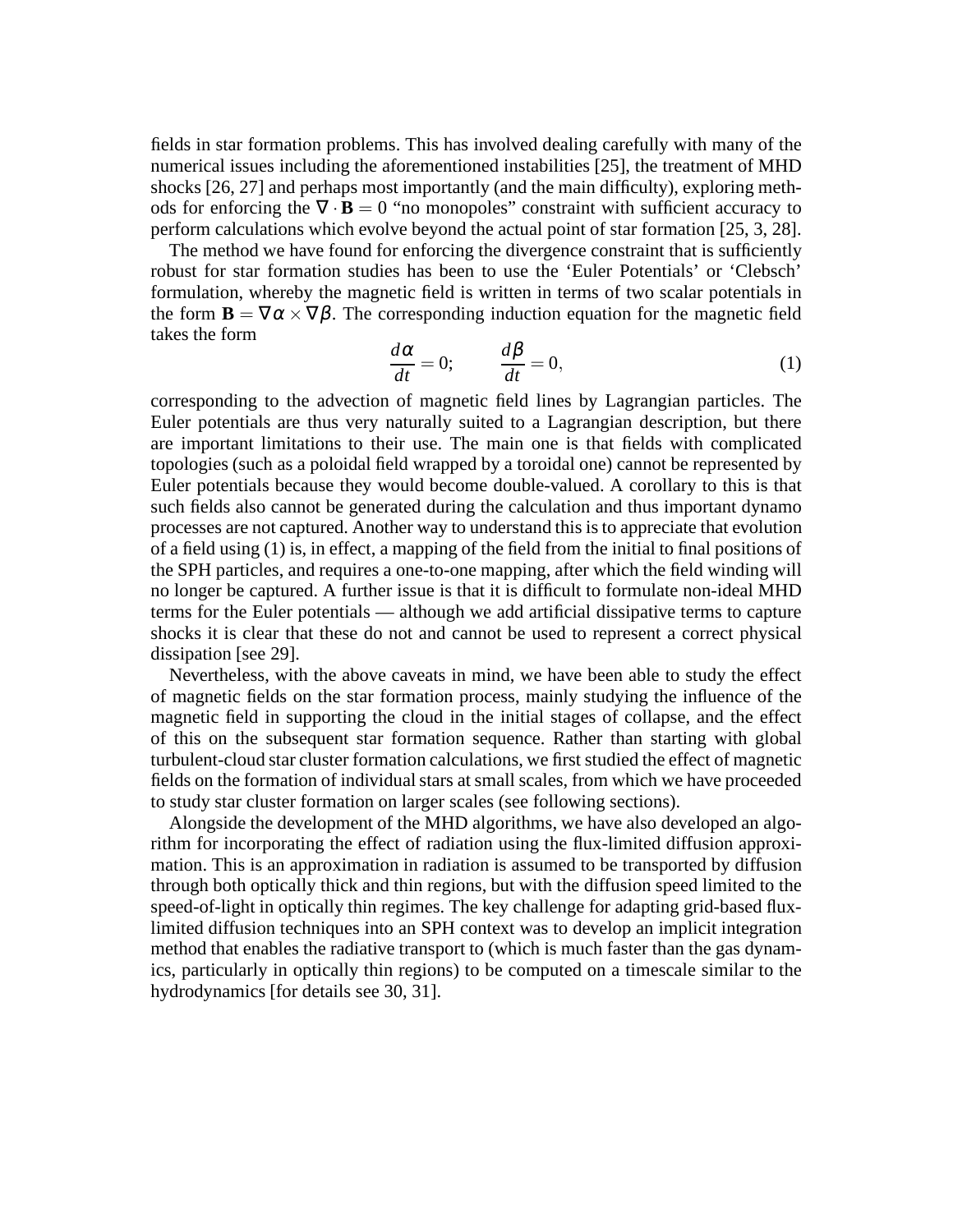fields in star formation problems. This has involved dealing carefully with many of the numerical issues including the aforementioned instabilities [25], the treatment of MHD shocks [26, 27] and perhaps most importantly (and the main difficulty), exploring methods for enforcing the $\nabla \cdot \mathbf{B} = 0$ "no monopoles" constraint with sufficient accuracy to perform calculations which evolve beyond the actual point of star formation [25, 3, 28].

The method we have found for enforcing the divergence constraint that is sufficiently robust for star formation studies has been to use the 'Euler Potentials' or 'Clebsch' formulation, whereby the magnetic field is written in terms of two scalar potentials in the form $\mathbf{B} = \nabla\alpha \times \nabla\beta$. The corresponding induction equation for the magnetic field takes the form

$$\frac{d\alpha}{dt} = 0; \qquad \frac{d\beta}{dt} = 0, \tag{1}$$

corresponding to the advection of magnetic field lines by Lagrangian particles. The Euler potentials are thus very naturally suited to a Lagrangian description, but there are important limitations to their use. The main one is that fields with complicated topologies (such as a poloidal field wrapped by a toroidal one) cannot be represented by Euler potentials because they would become double-valued. A corollary to this is that such fields also cannot be generated during the calculation and thus important dynamo processes are not captured. Another way to understand this is to appreciate that evolution of a field using (1) is, in effect, a mapping of the field from the initial to final positions of the SPH particles, and requires a one-to-one mapping, after which the field winding will no longer be captured. A further issue is that it is difficult to formulate non-ideal MHD terms for the Euler potentials — although we add artificial dissipative terms to capture shocks it is clear that these do not and cannot be used to represent a correct physical dissipation [see 29].

Nevertheless, with the above caveats in mind, we have been able to study the effect of magnetic fields on the star formation process, mainly studying the influence of the magnetic field in supporting the cloud in the initial stages of collapse, and the effect of this on the subsequent star formation sequence. Rather than starting with global turbulent-cloud star cluster formation calculations, we first studied the effect of magnetic fields on the formation of individual stars at small scales, from which we have proceeded to study star cluster formation on larger scales (see following sections).

Alongside the development of the MHD algorithms, we have also developed an algorithm for incorporating the effect of radiation using the flux-limited diffusion approximation. This is an approximation in radiation is assumed to be transported by diffusion through both optically thick and thin regions, but with the diffusion speed limited to the speed-of-light in optically thin regimes. The key challenge for adapting grid-based flux-limited diffusion techniques into an SPH context was to develop an implicit integration method that enables the radiative transport to (which is much faster than the gas dynamics, particularly in optically thin regions) to be computed on a timescale similar to the hydrodynamics [for details see 30, 31].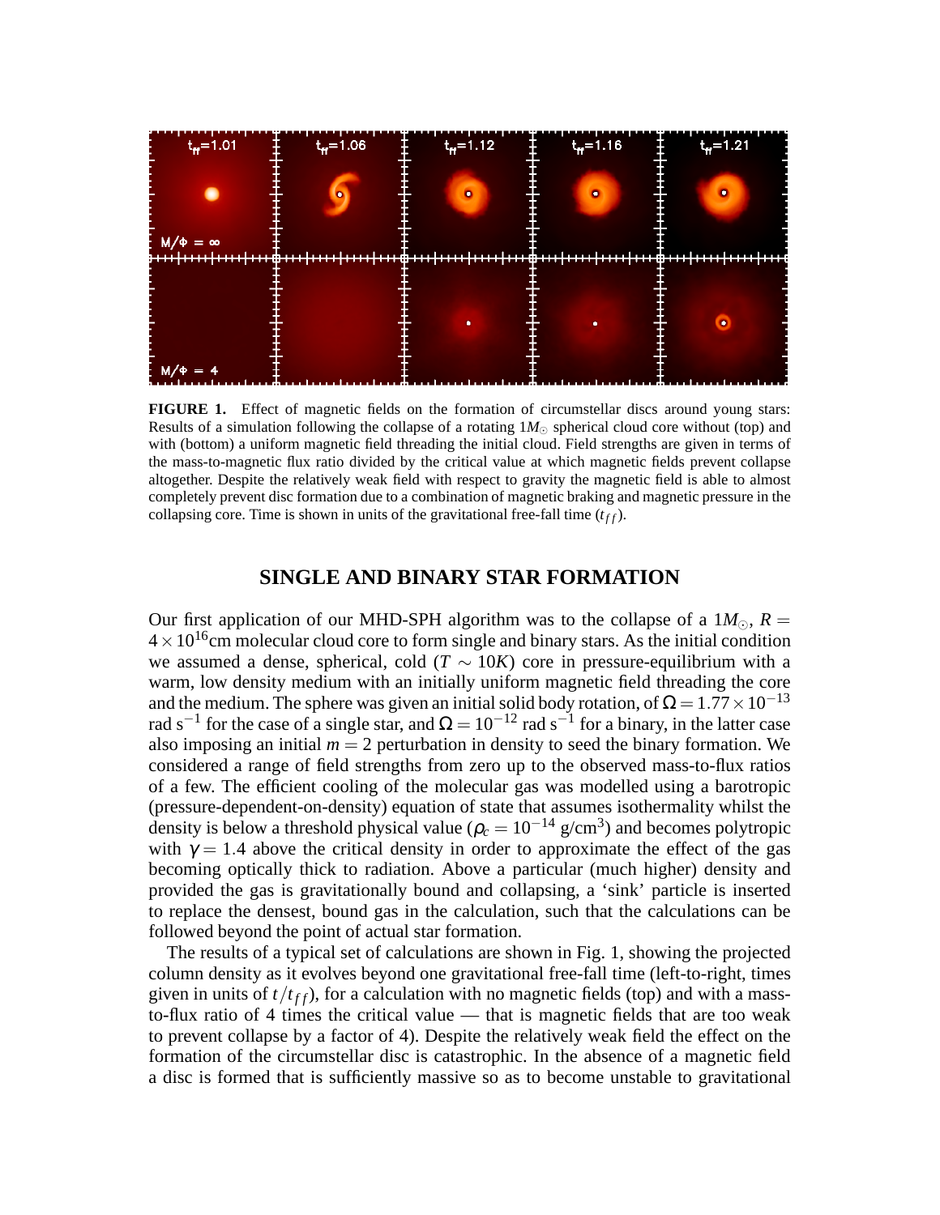**FIGURE 1.** Effect of magnetic fields on the formation of circumstellar discs around young stars: Results of a simulation following the collapse of a rotating $1M_{\odot}$ spherical cloud core without (top) and with (bottom) a uniform magnetic field threading the initial cloud. Field strengths are given in terms of the mass-to-magnetic flux ratio divided by the critical value at which magnetic fields prevent collapse altogether. Despite the relatively weak field with respect to gravity the magnetic field is able to almost completely prevent disc formation due to a combination of magnetic braking and magnetic pressure in the collapsing core. Time is shown in units of the gravitational free-fall time ($t_{ff}$).

## SINGLE AND BINARY STAR FORMATION

Our first application of our MHD-SPH algorithm was to the collapse of a $1M_{\odot}$, $R = 4 \times 10^{16}$cm molecular cloud core to form single and binary stars. As the initial condition we assumed a dense, spherical, cold ($T \sim 10K$) core in pressure-equilibrium with a warm, low density medium with an initially uniform magnetic field threading the core and the medium. The sphere was given an initial solid body rotation, of $\Omega = 1.77 \times 10^{-13}$ rad s$^{-1}$ for the case of a single star, and $\Omega = 10^{-12}$ rad s$^{-1}$ for a binary, in the latter case also imposing an initial $m = 2$ perturbation in density to seed the binary formation. We considered a range of field strengths from zero up to the observed mass-to-flux ratios of a few. The efficient cooling of the molecular gas was modelled using a barotropic (pressure-dependent-on-density) equation of state that assumes isothermality whilst the density is below a threshold physical value ($\rho_c = 10^{-14}$ g/cm$^3$) and becomes polytropic with $\gamma = 1.4$ above the critical density in order to approximate the effect of the gas becoming optically thick to radiation. Above a particular (much higher) density and provided the gas is gravitationally bound and collapsing, a 'sink' particle is inserted to replace the densest, bound gas in the calculation, such that the calculations can be followed beyond the point of actual star formation.

The results of a typical set of calculations are shown in Fig. 1, showing the projected column density as it evolves beyond one gravitational free-fall time (left-to-right, times given in units of $t/t_{ff}$), for a calculation with no magnetic fields (top) and with a mass-to-flux ratio of 4 times the critical value — that is magnetic fields that are too weak to prevent collapse by a factor of 4). Despite the relatively weak field the effect on the formation of the circumstellar disc is catastrophic. In the absence of a magnetic field a disc is formed that is sufficiently massive so as to become unstable to gravitational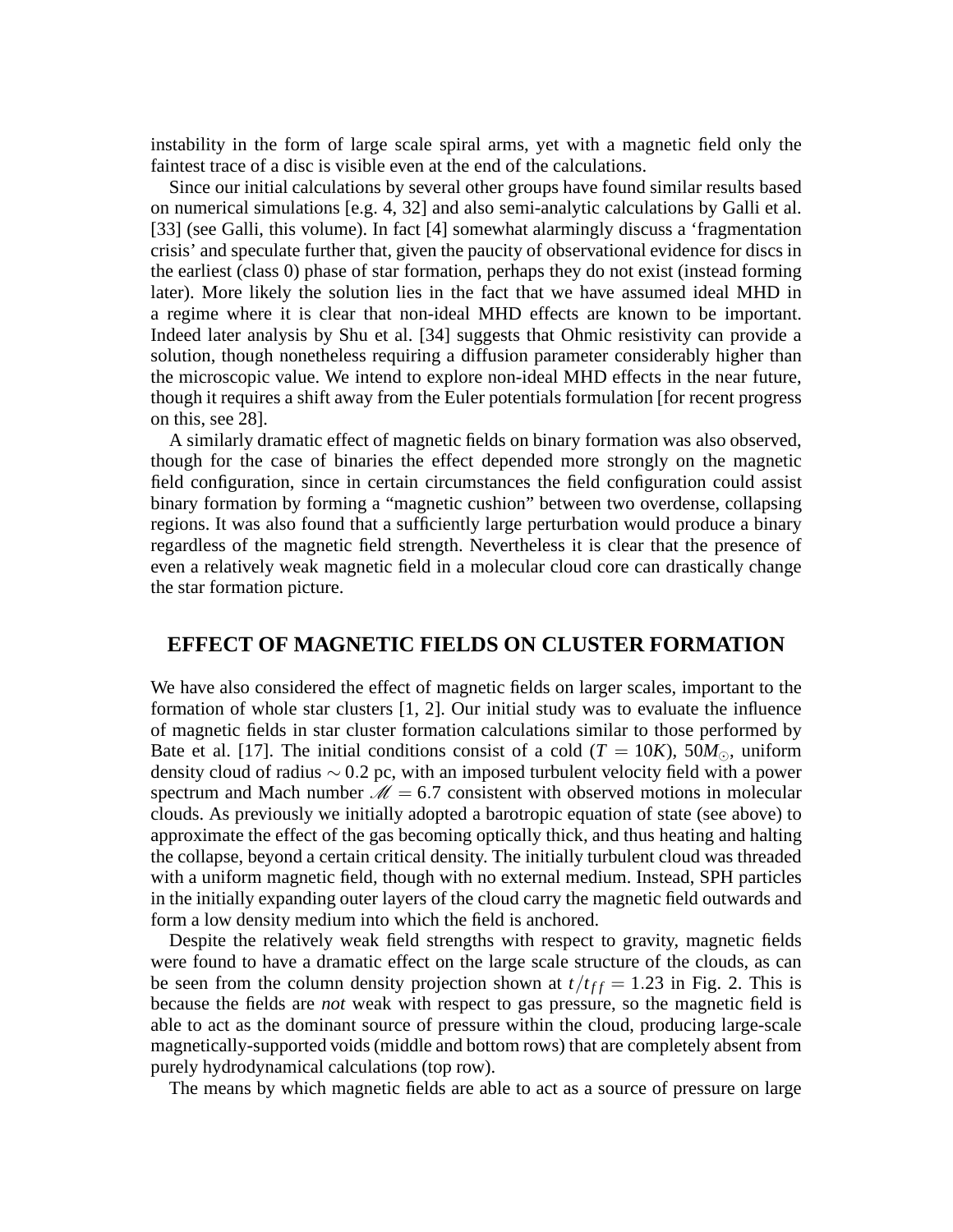instability in the form of large scale spiral arms, yet with a magnetic field only the faintest trace of a disc is visible even at the end of the calculations.

Since our initial calculations by several other groups have found similar results based on numerical simulations [e.g. 4, 32] and also semi-analytic calculations by Galli et al. [33] (see Galli, this volume). In fact [4] somewhat alarmingly discuss a 'fragmentation crisis' and speculate further that, given the paucity of observational evidence for discs in the earliest (class 0) phase of star formation, perhaps they do not exist (instead forming later). More likely the solution lies in the fact that we have assumed ideal MHD in a regime where it is clear that non-ideal MHD effects are known to be important. Indeed later analysis by Shu et al. [34] suggests that Ohmic resistivity can provide a solution, though nonetheless requiring a diffusion parameter considerably higher than the microscopic value. We intend to explore non-ideal MHD effects in the near future, though it requires a shift away from the Euler potentials formulation [for recent progress on this, see 28].

A similarly dramatic effect of magnetic fields on binary formation was also observed, though for the case of binaries the effect depended more strongly on the magnetic field configuration, since in certain circumstances the field configuration could assist binary formation by forming a "magnetic cushion" between two overdense, collapsing regions. It was also found that a sufficiently large perturbation would produce a binary regardless of the magnetic field strength. Nevertheless it is clear that the presence of even a relatively weak magnetic field in a molecular cloud core can drastically change the star formation picture.

## EFFECT OF MAGNETIC FIELDS ON CLUSTER FORMATION

We have also considered the effect of magnetic fields on larger scales, important to the formation of whole star clusters [1, 2]. Our initial study was to evaluate the influence of magnetic fields in star cluster formation calculations similar to those performed by Bate et al. [17]. The initial conditions consist of a cold ($T = 10K$), $50M_{\odot}$, uniform density cloud of radius $\sim 0.2$ pc, with an imposed turbulent velocity field with a power spectrum and Mach number $\mathscr{M} = 6.7$ consistent with observed motions in molecular clouds. As previously we initially adopted a barotropic equation of state (see above) to approximate the effect of the gas becoming optically thick, and thus heating and halting the collapse, beyond a certain critical density. The initially turbulent cloud was threaded with a uniform magnetic field, though with no external medium. Instead, SPH particles in the initially expanding outer layers of the cloud carry the magnetic field outwards and form a low density medium into which the field is anchored.

Despite the relatively weak field strengths with respect to gravity, magnetic fields were found to have a dramatic effect on the large scale structure of the clouds, as can be seen from the column density projection shown at $t/t_{ff} = 1.23$ in Fig. 2. This is because the fields are *not* weak with respect to gas pressure, so the magnetic field is able to act as the dominant source of pressure within the cloud, producing large-scale magnetically-supported voids (middle and bottom rows) that are completely absent from purely hydrodynamical calculations (top row).

The means by which magnetic fields are able to act as a source of pressure on large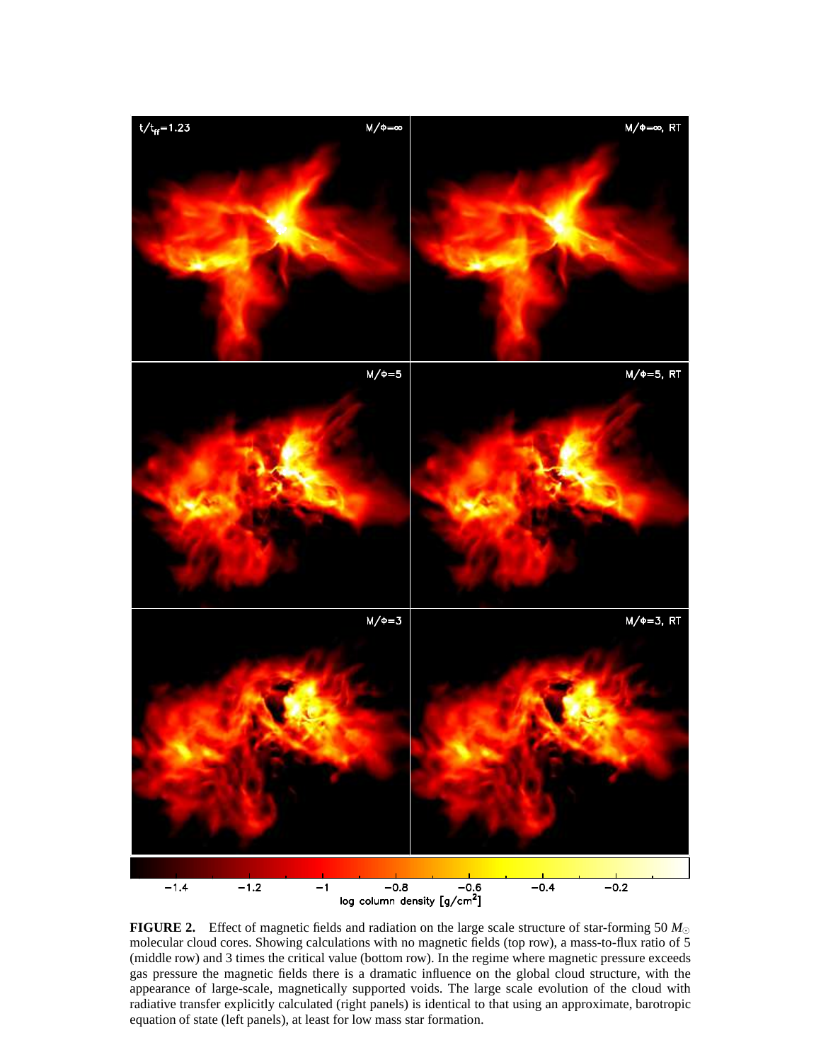**FIGURE 2.** Effect of magnetic fields and radiation on the large scale structure of star-forming 50 $M_\odot$ molecular cloud cores. Showing calculations with no magnetic fields (top row), a mass-to-flux ratio of 5 (middle row) and 3 times the critical value (bottom row). In the regime where magnetic pressure exceeds gas pressure the magnetic fields there is a dramatic influence on the global cloud structure, with the appearance of large-scale, magnetically supported voids. The large scale evolution of the cloud with radiative transfer explicitly calculated (right panels) is identical to that using an approximate, barotropic equation of state (left panels), at least for low mass star formation.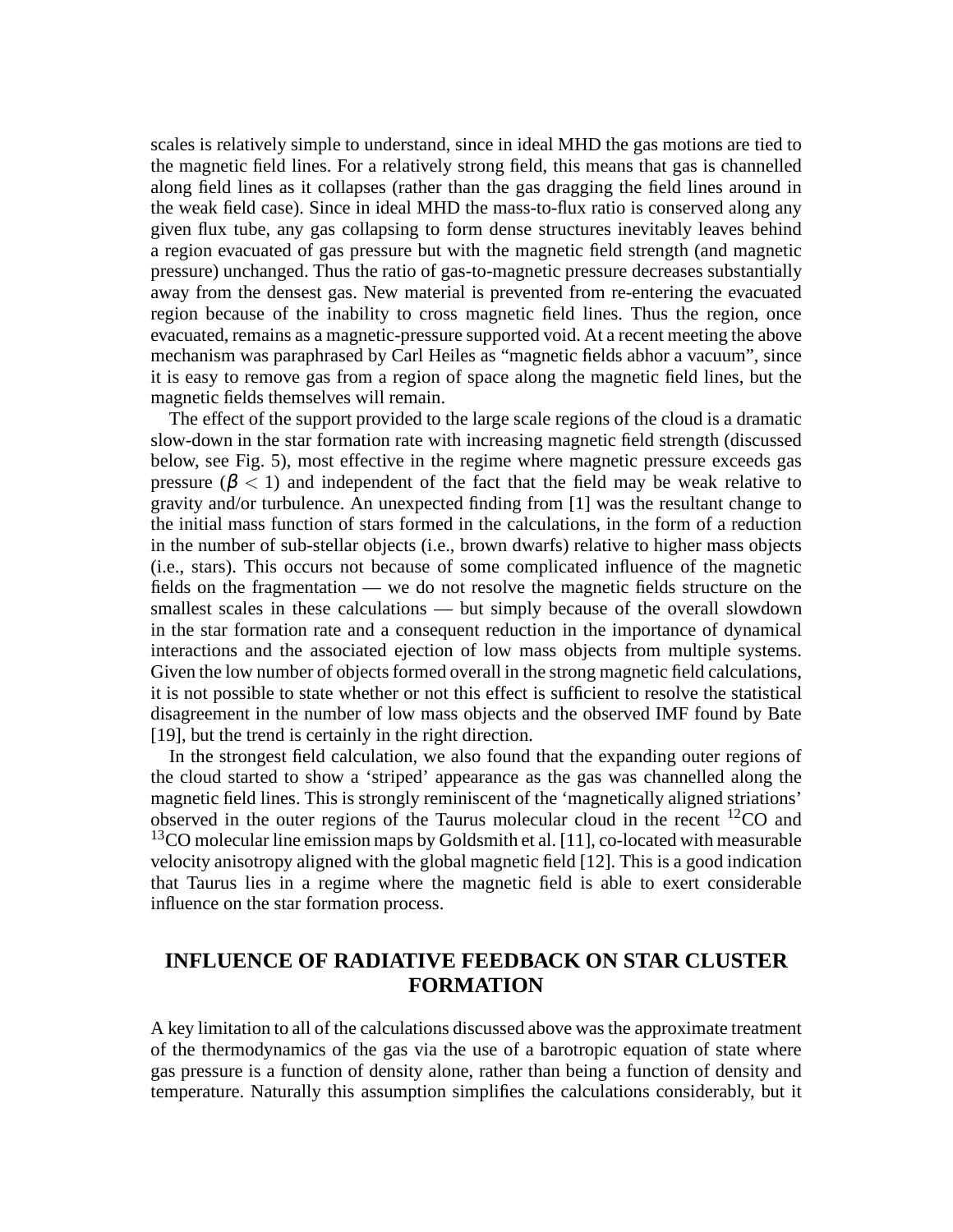scales is relatively simple to understand, since in ideal MHD the gas motions are tied to the magnetic field lines. For a relatively strong field, this means that gas is channelled along field lines as it collapses (rather than the gas dragging the field lines around in the weak field case). Since in ideal MHD the mass-to-flux ratio is conserved along any given flux tube, any gas collapsing to form dense structures inevitably leaves behind a region evacuated of gas pressure but with the magnetic field strength (and magnetic pressure) unchanged. Thus the ratio of gas-to-magnetic pressure decreases substantially away from the densest gas. New material is prevented from re-entering the evacuated region because of the inability to cross magnetic field lines. Thus the region, once evacuated, remains as a magnetic-pressure supported void. At a recent meeting the above mechanism was paraphrased by Carl Heiles as "magnetic fields abhor a vacuum", since it is easy to remove gas from a region of space along the magnetic field lines, but the magnetic fields themselves will remain.

The effect of the support provided to the large scale regions of the cloud is a dramatic slow-down in the star formation rate with increasing magnetic field strength (discussed below, see Fig. 5), most effective in the regime where magnetic pressure exceeds gas pressure ($\beta < 1$) and independent of the fact that the field may be weak relative to gravity and/or turbulence. An unexpected finding from [1] was the resultant change to the initial mass function of stars formed in the calculations, in the form of a reduction in the number of sub-stellar objects (i.e., brown dwarfs) relative to higher mass objects (i.e., stars). This occurs not because of some complicated influence of the magnetic fields on the fragmentation — we do not resolve the magnetic fields structure on the smallest scales in these calculations — but simply because of the overall slowdown in the star formation rate and a consequent reduction in the importance of dynamical interactions and the associated ejection of low mass objects from multiple systems. Given the low number of objects formed overall in the strong magnetic field calculations, it is not possible to state whether or not this effect is sufficient to resolve the statistical disagreement in the number of low mass objects and the observed IMF found by Bate [19], but the trend is certainly in the right direction.

In the strongest field calculation, we also found that the expanding outer regions of the cloud started to show a 'striped' appearance as the gas was channelled along the magnetic field lines. This is strongly reminiscent of the 'magnetically aligned striations' observed in the outer regions of the Taurus molecular cloud in the recent $^{12}$CO and $^{13}$CO molecular line emission maps by Goldsmith et al. [11], co-located with measurable velocity anisotropy aligned with the global magnetic field [12]. This is a good indication that Taurus lies in a regime where the magnetic field is able to exert considerable influence on the star formation process.

## INFLUENCE OF RADIATIVE FEEDBACK ON STAR CLUSTER FORMATION

A key limitation to all of the calculations discussed above was the approximate treatment of the thermodynamics of the gas via the use of a barotropic equation of state where gas pressure is a function of density alone, rather than being a function of density and temperature. Naturally this assumption simplifies the calculations considerably, but it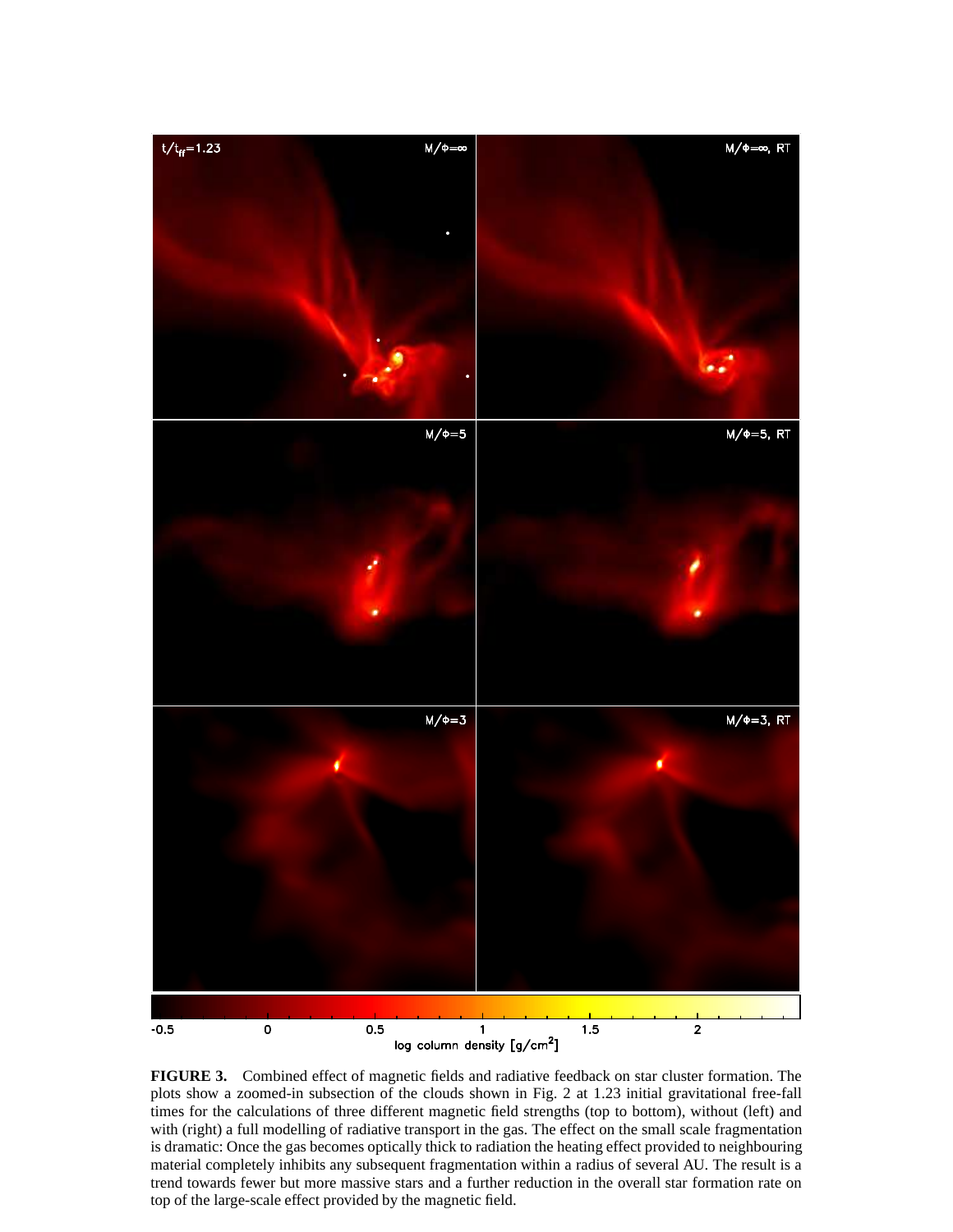**FIGURE 3.** Combined effect of magnetic fields and radiative feedback on star cluster formation. The plots show a zoomed-in subsection of the clouds shown in Fig. 2 at 1.23 initial gravitational free-fall times for the calculations of three different magnetic field strengths (top to bottom), without (left) and with (right) a full modelling of radiative transport in the gas. The effect on the small scale fragmentation is dramatic: Once the gas becomes optically thick to radiation the heating effect provided to neighbouring material completely inhibits any subsequent fragmentation within a radius of several AU. The result is a trend towards fewer but more massive stars and a further reduction in the overall star formation rate on top of the large-scale effect provided by the magnetic field.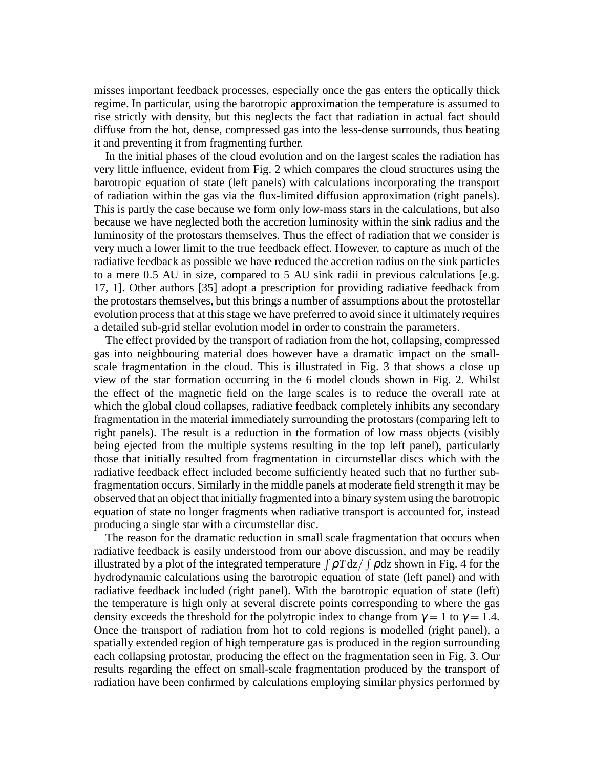misses important feedback processes, especially once the gas enters the optically thick regime. In particular, using the barotropic approximation the temperature is assumed to rise strictly with density, but this neglects the fact that radiation in actual fact should diffuse from the hot, dense, compressed gas into the less-dense surrounds, thus heating it and preventing it from fragmenting further.

In the initial phases of the cloud evolution and on the largest scales the radiation has very little influence, evident from Fig. 2 which compares the cloud structures using the barotropic equation of state (left panels) with calculations incorporating the transport of radiation within the gas via the flux-limited diffusion approximation (right panels). This is partly the case because we form only low-mass stars in the calculations, but also because we have neglected both the accretion luminosity within the sink radius and the luminosity of the protostars themselves. Thus the effect of radiation that we consider is very much a lower limit to the true feedback effect. However, to capture as much of the radiative feedback as possible we have reduced the accretion radius on the sink particles to a mere 0.5 AU in size, compared to 5 AU sink radii in previous calculations [e.g. 17, 1]. Other authors [35] adopt a prescription for providing radiative feedback from the protostars themselves, but this brings a number of assumptions about the protostellar evolution process that at this stage we have preferred to avoid since it ultimately requires a detailed sub-grid stellar evolution model in order to constrain the parameters.

The effect provided by the transport of radiation from the hot, collapsing, compressed gas into neighbouring material does however have a dramatic impact on the small-scale fragmentation in the cloud. This is illustrated in Fig. 3 that shows a close up view of the star formation occurring in the 6 model clouds shown in Fig. 2. Whilst the effect of the magnetic field on the large scales is to reduce the overall rate at which the global cloud collapses, radiative feedback completely inhibits any secondary fragmentation in the material immediately surrounding the protostars (comparing left to right panels). The result is a reduction in the formation of low mass objects (visibly being ejected from the multiple systems resulting in the top left panel), particularly those that initially resulted from fragmentation in circumstellar discs which with the radiative feedback effect included become sufficiently heated such that no further sub-fragmentation occurs. Similarly in the middle panels at moderate field strength it may be observed that an object that initially fragmented into a binary system using the barotropic equation of state no longer fragments when radiative transport is accounted for, instead producing a single star with a circumstellar disc.

The reason for the dramatic reduction in small scale fragmentation that occurs when radiative feedback is easily understood from our above discussion, and may be readily illustrated by a plot of the integrated temperature $\int \rho T \mathrm{d}z / \int \rho \mathrm{d}z$ shown in Fig. 4 for the hydrodynamic calculations using the barotropic equation of state (left panel) and with radiative feedback included (right panel). With the barotropic equation of state (left) the temperature is high only at several discrete points corresponding to where the gas density exceeds the threshold for the polytropic index to change from $\gamma = 1$ to $\gamma = 1.4$. Once the transport of radiation from hot to cold regions is modelled (right panel), a spatially extended region of high temperature gas is produced in the region surrounding each collapsing protostar, producing the effect on the fragmentation seen in Fig. 3. Our results regarding the effect on small-scale fragmentation produced by the transport of radiation have been confirmed by calculations employing similar physics performed by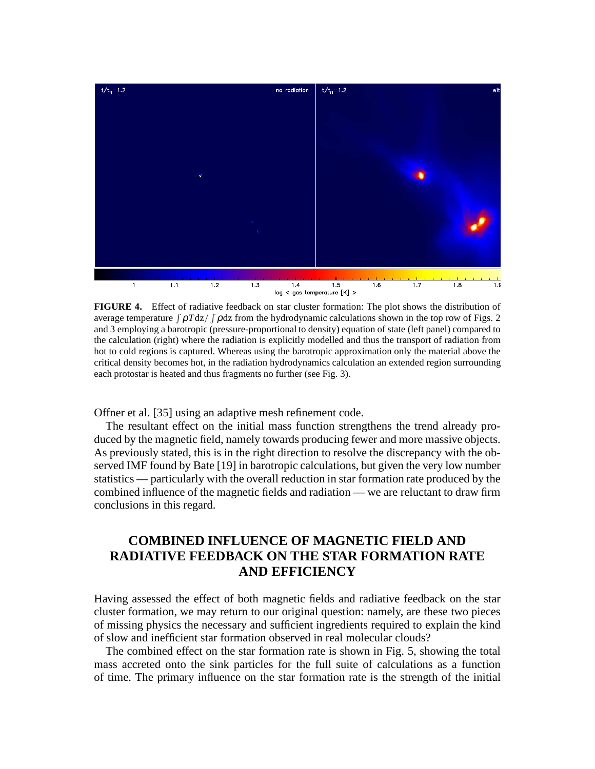**FIGURE 4.** Effect of radiative feedback on star cluster formation: The plot shows the distribution of average temperature $\int \rho T \mathrm{d}z / \int \rho \mathrm{d}z$ from the hydrodynamic calculations shown in the top row of Figs. 2 and 3 employing a barotropic (pressure-proportional to density) equation of state (left panel) compared to the calculation (right) where the radiation is explicitly modelled and thus the transport of radiation from hot to cold regions is captured. Whereas using the barotropic approximation only the material above the critical density becomes hot, in the radiation hydrodynamics calculation an extended region surrounding each protostar is heated and thus fragments no further (see Fig. 3).

Offner et al. [35] using an adaptive mesh refinement code.

The resultant effect on the initial mass function strengthens the trend already produced by the magnetic field, namely towards producing fewer and more massive objects. As previously stated, this is in the right direction to resolve the discrepancy with the observed IMF found by Bate [19] in barotropic calculations, but given the very low number statistics — particularly with the overall reduction in star formation rate produced by the combined influence of the magnetic fields and radiation — we are reluctant to draw firm conclusions in this regard.

## COMBINED INFLUENCE OF MAGNETIC FIELD AND RADIATIVE FEEDBACK ON THE STAR FORMATION RATE AND EFFICIENCY

Having assessed the effect of both magnetic fields and radiative feedback on the star cluster formation, we may return to our original question: namely, are these two pieces of missing physics the necessary and sufficient ingredients required to explain the kind of slow and inefficient star formation observed in real molecular clouds?

The combined effect on the star formation rate is shown in Fig. 5, showing the total mass accreted onto the sink particles for the full suite of calculations as a function of time. The primary influence on the star formation rate is the strength of the initial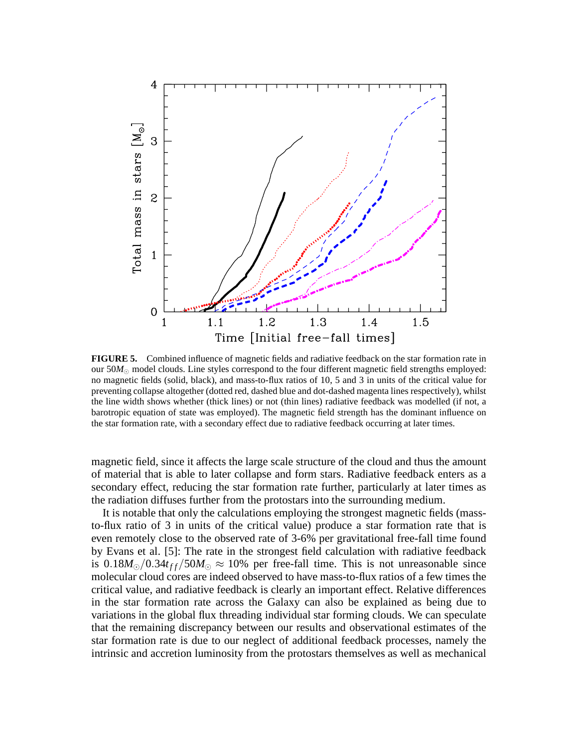**FIGURE 5.** Combined influence of magnetic fields and radiative feedback on the star formation rate in our $50M_{\odot}$ model clouds. Line styles correspond to the four different magnetic field strengths employed: no magnetic fields (solid, black), and mass-to-flux ratios of 10, 5 and 3 in units of the critical value for preventing collapse altogether (dotted red, dashed blue and dot-dashed magenta lines respectively), whilst the line width shows whether (thick lines) or not (thin lines) radiative feedback was modelled (if not, a barotropic equation of state was employed). The magnetic field strength has the dominant influence on the star formation rate, with a secondary effect due to radiative feedback occurring at later times.

magnetic field, since it affects the large scale structure of the cloud and thus the amount of material that is able to later collapse and form stars. Radiative feedback enters as a secondary effect, reducing the star formation rate further, particularly at later times as the radiation diffuses further from the protostars into the surrounding medium.

It is notable that only the calculations employing the strongest magnetic fields (mass-to-flux ratio of 3 in units of the critical value) produce a star formation rate that is even remotely close to the observed rate of 3-6% per gravitational free-fall time found by Evans et al. [5]: The rate in the strongest field calculation with radiative feedback is $0.18M_{\odot}/0.34t_{ff}/50M_{\odot} \approx 10\%$ per free-fall time. This is not unreasonable since molecular cloud cores are indeed observed to have mass-to-flux ratios of a few times the critical value, and radiative feedback is clearly an important effect. Relative differences in the star formation rate across the Galaxy can also be explained as being due to variations in the global flux threading individual star forming clouds. We can speculate that the remaining discrepancy between our results and observational estimates of the star formation rate is due to our neglect of additional feedback processes, namely the intrinsic and accretion luminosity from the protostars themselves as well as mechanical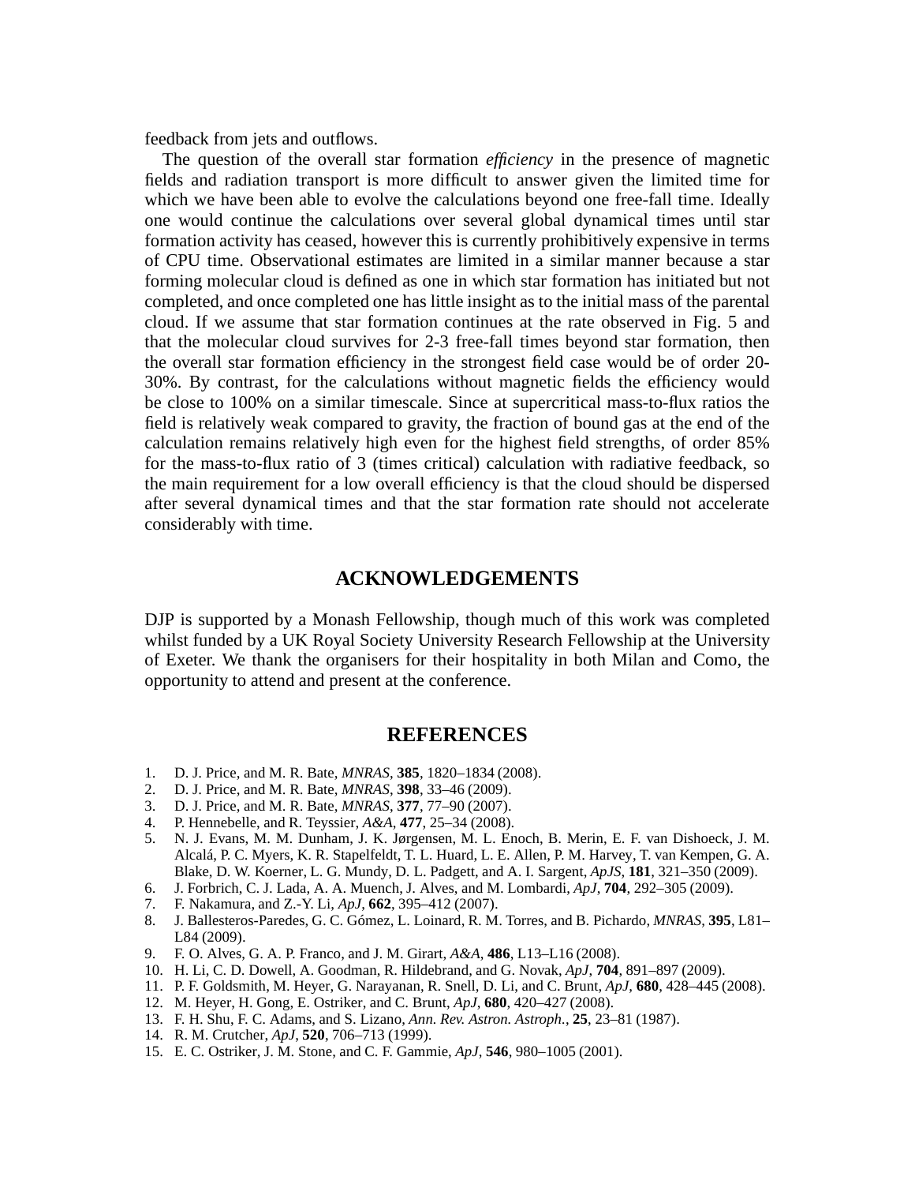feedback from jets and outflows.

The question of the overall star formation *efficiency* in the presence of magnetic fields and radiation transport is more difficult to answer given the limited time for which we have been able to evolve the calculations beyond one free-fall time. Ideally one would continue the calculations over several global dynamical times until star formation activity has ceased, however this is currently prohibitively expensive in terms of CPU time. Observational estimates are limited in a similar manner because a star forming molecular cloud is defined as one in which star formation has initiated but not completed, and once completed one has little insight as to the initial mass of the parental cloud. If we assume that star formation continues at the rate observed in Fig. 5 and that the molecular cloud survives for 2-3 free-fall times beyond star formation, then the overall star formation efficiency in the strongest field case would be of order 20-30%. By contrast, for the calculations without magnetic fields the efficiency would be close to 100% on a similar timescale. Since at supercritical mass-to-flux ratios the field is relatively weak compared to gravity, the fraction of bound gas at the end of the calculation remains relatively high even for the highest field strengths, of order 85% for the mass-to-flux ratio of 3 (times critical) calculation with radiative feedback, so the main requirement for a low overall efficiency is that the cloud should be dispersed after several dynamical times and that the star formation rate should not accelerate considerably with time.

## ACKNOWLEDGEMENTS

DJP is supported by a Monash Fellowship, though much of this work was completed whilst funded by a UK Royal Society University Research Fellowship at the University of Exeter. We thank the organisers for their hospitality in both Milan and Como, the opportunity to attend and present at the conference.

## REFERENCES

1. D. J. Price, and M. R. Bate, *MNRAS*, **385**, 1820–1834 (2008).
2. D. J. Price, and M. R. Bate, *MNRAS*, **398**, 33–46 (2009).
3. D. J. Price, and M. R. Bate, *MNRAS*, **377**, 77–90 (2007).
4. P. Hennebelle, and R. Teyssier, *A&A*, **477**, 25–34 (2008).
5. N. J. Evans, M. M. Dunham, J. K. Jørgensen, M. L. Enoch, B. Merin, E. F. van Dishoeck, J. M. Alcalá, P. C. Myers, K. R. Stapelfeldt, T. L. Huard, L. E. Allen, P. M. Harvey, T. van Kempen, G. A. Blake, D. W. Koerner, L. G. Mundy, D. L. Padgett, and A. I. Sargent, *ApJS*, **181**, 321–350 (2009).
6. J. Forbrich, C. J. Lada, A. A. Muench, J. Alves, and M. Lombardi, *ApJ*, **704**, 292–305 (2009).
7. F. Nakamura, and Z.-Y. Li, *ApJ*, **662**, 395–412 (2007).
8. J. Ballesteros-Paredes, G. C. Gómez, L. Loinard, R. M. Torres, and B. Pichardo, *MNRAS*, **395**, L81–L84 (2009).
9. F. O. Alves, G. A. P. Franco, and J. M. Girart, *A&A*, **486**, L13–L16 (2008).
10. H. Li, C. D. Dowell, A. Goodman, R. Hildebrand, and G. Novak, *ApJ*, **704**, 891–897 (2009).
11. P. F. Goldsmith, M. Heyer, G. Narayanan, R. Snell, D. Li, and C. Brunt, *ApJ*, **680**, 428–445 (2008).
12. M. Heyer, H. Gong, E. Ostriker, and C. Brunt, *ApJ*, **680**, 420–427 (2008).
13. F. H. Shu, F. C. Adams, and S. Lizano, *Ann. Rev. Astron. Astroph.*, **25**, 23–81 (1987).
14. R. M. Crutcher, *ApJ*, **520**, 706–713 (1999).
15. E. C. Ostriker, J. M. Stone, and C. F. Gammie, *ApJ*, **546**, 980–1005 (2001).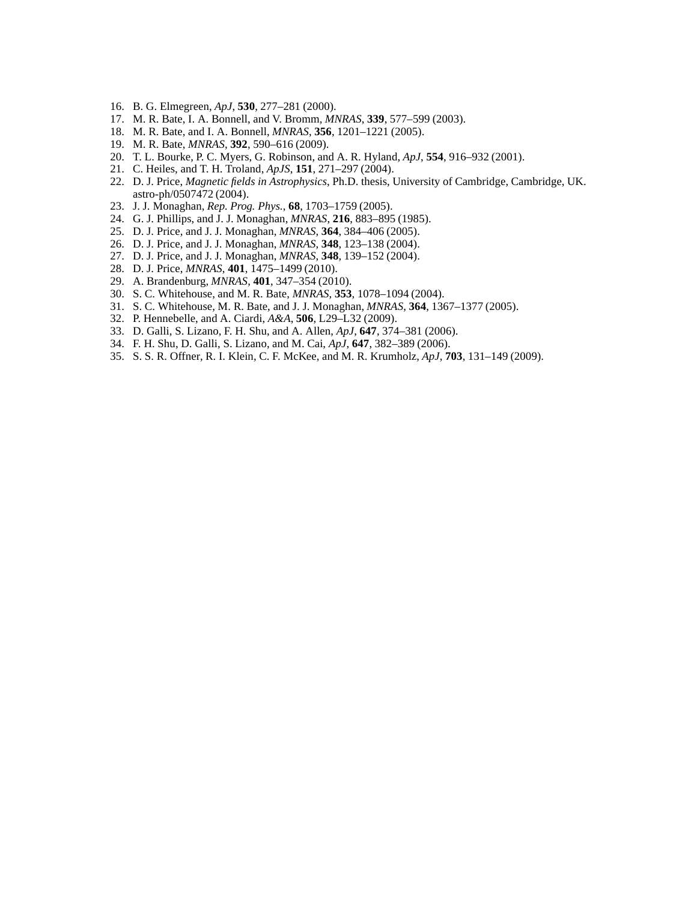16. B. G. Elmegreen, *ApJ*, **530**, 277–281 (2000).
17. M. R. Bate, I. A. Bonnell, and V. Bromm, *MNRAS*, **339**, 577–599 (2003).
18. M. R. Bate, and I. A. Bonnell, *MNRAS*, **356**, 1201–1221 (2005).
19. M. R. Bate, *MNRAS*, **392**, 590–616 (2009).
20. T. L. Bourke, P. C. Myers, G. Robinson, and A. R. Hyland, *ApJ*, **554**, 916–932 (2001).
21. C. Heiles, and T. H. Troland, *ApJS*, **151**, 271–297 (2004).
22. D. J. Price, *Magnetic fields in Astrophysics*, Ph.D. thesis, University of Cambridge, Cambridge, UK. astro-ph/0507472 (2004).
23. J. J. Monaghan, *Rep. Prog. Phys.*, **68**, 1703–1759 (2005).
24. G. J. Phillips, and J. J. Monaghan, *MNRAS*, **216**, 883–895 (1985).
25. D. J. Price, and J. J. Monaghan, *MNRAS*, **364**, 384–406 (2005).
26. D. J. Price, and J. J. Monaghan, *MNRAS*, **348**, 123–138 (2004).
27. D. J. Price, and J. J. Monaghan, *MNRAS*, **348**, 139–152 (2004).
28. D. J. Price, *MNRAS*, **401**, 1475–1499 (2010).
29. A. Brandenburg, *MNRAS*, **401**, 347–354 (2010).
30. S. C. Whitehouse, and M. R. Bate, *MNRAS*, **353**, 1078–1094 (2004).
31. S. C. Whitehouse, M. R. Bate, and J. J. Monaghan, *MNRAS*, **364**, 1367–1377 (2005).
32. P. Hennebelle, and A. Ciardi, *A&A*, **506**, L29–L32 (2009).
33. D. Galli, S. Lizano, F. H. Shu, and A. Allen, *ApJ*, **647**, 374–381 (2006).
34. F. H. Shu, D. Galli, S. Lizano, and M. Cai, *ApJ*, **647**, 382–389 (2006).
35. S. S. R. Offner, R. I. Klein, C. F. McKee, and M. R. Krumholz, *ApJ*, **703**, 131–149 (2009).